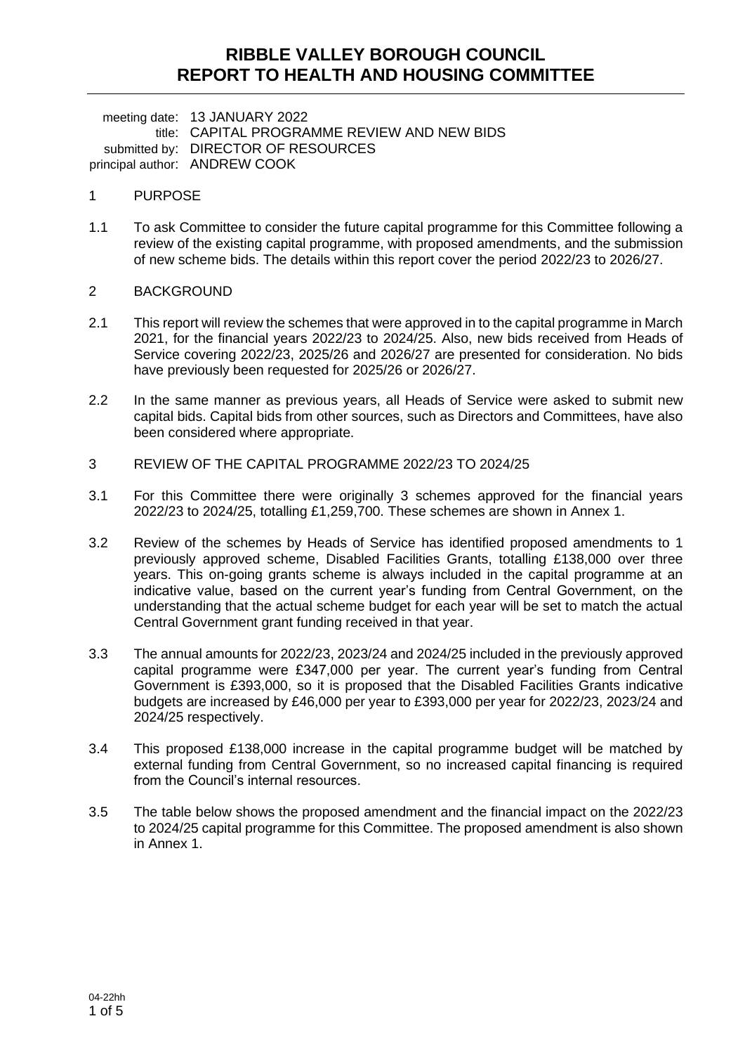# RIBBLE VALLEY BOROUGH COUNCIL
# REPORT TO HEALTH AND HOUSING COMMITTEE

meeting date: 13 JANUARY 2022
title: CAPITAL PROGRAMME REVIEW AND NEW BIDS
submitted by: DIRECTOR OF RESOURCES
principal author: ANDREW COOK

## 1 PURPOSE

1.1 To ask Committee to consider the future capital programme for this Committee following a review of the existing capital programme, with proposed amendments, and the submission of new scheme bids. The details within this report cover the period 2022/23 to 2026/27.

## 2 BACKGROUND

2.1 This report will review the schemes that were approved in to the capital programme in March 2021, for the financial years 2022/23 to 2024/25. Also, new bids received from Heads of Service covering 2022/23, 2025/26 and 2026/27 are presented for consideration. No bids have previously been requested for 2025/26 or 2026/27.

2.2 In the same manner as previous years, all Heads of Service were asked to submit new capital bids. Capital bids from other sources, such as Directors and Committees, have also been considered where appropriate.

## 3 REVIEW OF THE CAPITAL PROGRAMME 2022/23 TO 2024/25

3.1 For this Committee there were originally 3 schemes approved for the financial years 2022/23 to 2024/25, totalling £1,259,700. These schemes are shown in Annex 1.

3.2 Review of the schemes by Heads of Service has identified proposed amendments to 1 previously approved scheme, Disabled Facilities Grants, totalling £138,000 over three years. This on-going grants scheme is always included in the capital programme at an indicative value, based on the current year's funding from Central Government, on the understanding that the actual scheme budget for each year will be set to match the actual Central Government grant funding received in that year.

3.3 The annual amounts for 2022/23, 2023/24 and 2024/25 included in the previously approved capital programme were £347,000 per year. The current year's funding from Central Government is £393,000, so it is proposed that the Disabled Facilities Grants indicative budgets are increased by £46,000 per year to £393,000 per year for 2022/23, 2023/24 and 2024/25 respectively.

3.4 This proposed £138,000 increase in the capital programme budget will be matched by external funding from Central Government, so no increased capital financing is required from the Council's internal resources.

3.5 The table below shows the proposed amendment and the financial impact on the 2022/23 to 2024/25 capital programme for this Committee. The proposed amendment is also shown in Annex 1.

04-22hh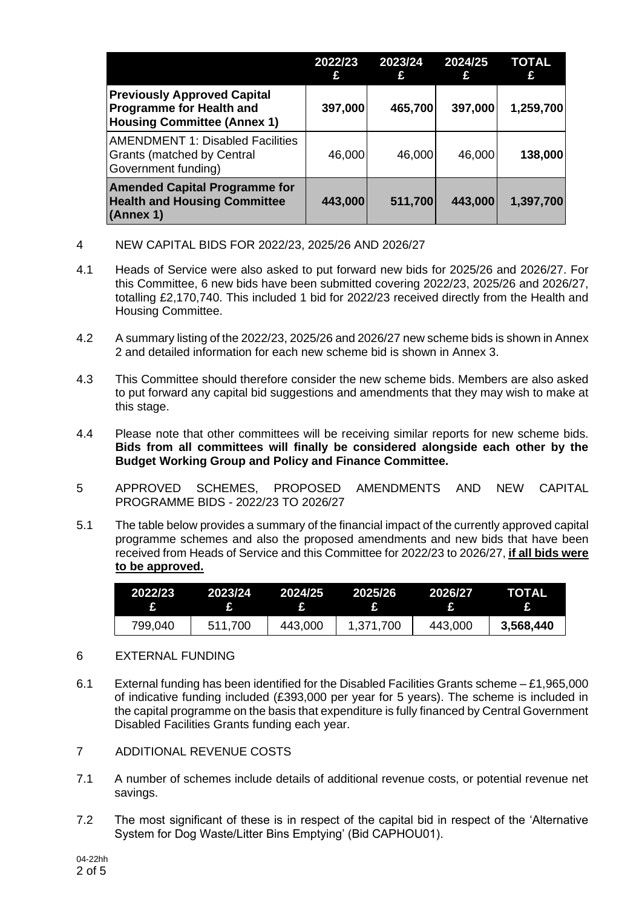| | 2022/23 £ | 2023/24 £ | 2024/25 £ | TOTAL £ |
|---|---|---|---|---|
| **Previously Approved Capital Programme for Health and Housing Committee (Annex 1)** | **397,000** | **465,700** | **397,000** | **1,259,700** |
| AMENDMENT 1: Disabled Facilities Grants (matched by Central Government funding) | 46,000 | 46,000 | 46,000 | **138,000** |
| **Amended Capital Programme for Health and Housing Committee (Annex 1)** | **443,000** | **511,700** | **443,000** | **1,397,700** |

4 NEW CAPITAL BIDS FOR 2022/23, 2025/26 AND 2026/27

4.1 Heads of Service were also asked to put forward new bids for 2025/26 and 2026/27. For this Committee, 6 new bids have been submitted covering 2022/23, 2025/26 and 2026/27, totalling £2,170,740. This included 1 bid for 2022/23 received directly from the Health and Housing Committee.

4.2 A summary listing of the 2022/23, 2025/26 and 2026/27 new scheme bids is shown in Annex 2 and detailed information for each new scheme bid is shown in Annex 3.

4.3 This Committee should therefore consider the new scheme bids. Members are also asked to put forward any capital bid suggestions and amendments that they may wish to make at this stage.

4.4 Please note that other committees will be receiving similar reports for new scheme bids. **Bids from all committees will finally be considered alongside each other by the Budget Working Group and Policy and Finance Committee.**

5 APPROVED SCHEMES, PROPOSED AMENDMENTS AND NEW CAPITAL PROGRAMME BIDS - 2022/23 TO 2026/27

5.1 The table below provides a summary of the financial impact of the currently approved capital programme schemes and also the proposed amendments and new bids that have been received from Heads of Service and this Committee for 2022/23 to 2026/27, **<u>if all bids were to be approved.</u>**

| 2022/23 £ | 2023/24 £ | 2024/25 £ | 2025/26 £ | 2026/27 £ | TOTAL £ |
|---|---|---|---|---|---|
| 799,040 | 511,700 | 443,000 | 1,371,700 | 443,000 | **3,568,440** |

6 EXTERNAL FUNDING

6.1 External funding has been identified for the Disabled Facilities Grants scheme – £1,965,000 of indicative funding included (£393,000 per year for 5 years). The scheme is included in the capital programme on the basis that expenditure is fully financed by Central Government Disabled Facilities Grants funding each year.

7 ADDITIONAL REVENUE COSTS

7.1 A number of schemes include details of additional revenue costs, or potential revenue net savings.

7.2 The most significant of these is in respect of the capital bid in respect of the 'Alternative System for Dog Waste/Litter Bins Emptying' (Bid CAPHOU01).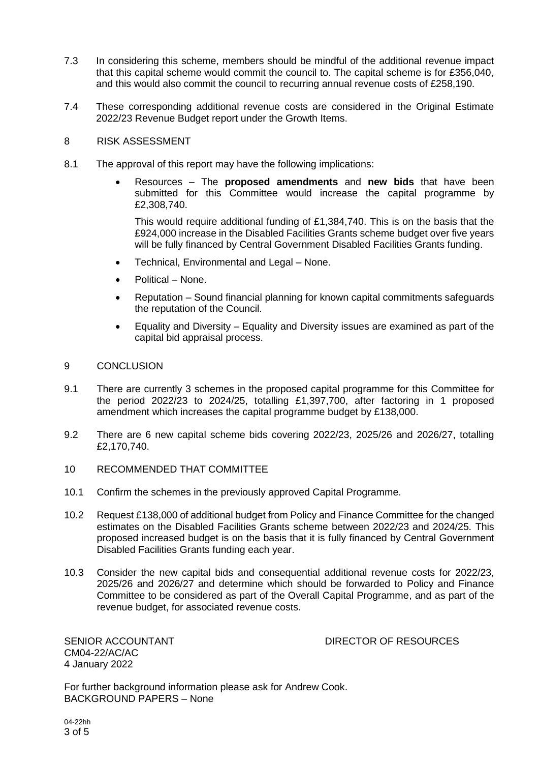7.3 In considering this scheme, members should be mindful of the additional revenue impact that this capital scheme would commit the council to. The capital scheme is for £356,040, and this would also commit the council to recurring annual revenue costs of £258,190.

7.4 These corresponding additional revenue costs are considered in the Original Estimate 2022/23 Revenue Budget report under the Growth Items.

## 8 RISK ASSESSMENT

8.1 The approval of this report may have the following implications:

- Resources – The **proposed amendments** and **new bids** that have been submitted for this Committee would increase the capital programme by £2,308,740.

  This would require additional funding of £1,384,740. This is on the basis that the £924,000 increase in the Disabled Facilities Grants scheme budget over five years will be fully financed by Central Government Disabled Facilities Grants funding.

- Technical, Environmental and Legal – None.
- Political – None.
- Reputation – Sound financial planning for known capital commitments safeguards the reputation of the Council.
- Equality and Diversity – Equality and Diversity issues are examined as part of the capital bid appraisal process.

## 9 CONCLUSION

9.1 There are currently 3 schemes in the proposed capital programme for this Committee for the period 2022/23 to 2024/25, totalling £1,397,700, after factoring in 1 proposed amendment which increases the capital programme budget by £138,000.

9.2 There are 6 new capital scheme bids covering 2022/23, 2025/26 and 2026/27, totalling £2,170,740.

## 10 RECOMMENDED THAT COMMITTEE

10.1 Confirm the schemes in the previously approved Capital Programme.

10.2 Request £138,000 of additional budget from Policy and Finance Committee for the changed estimates on the Disabled Facilities Grants scheme between 2022/23 and 2024/25. This proposed increased budget is on the basis that it is fully financed by Central Government Disabled Facilities Grants funding each year.

10.3 Consider the new capital bids and consequential additional revenue costs for 2022/23, 2025/26 and 2026/27 and determine which should be forwarded to Policy and Finance Committee to be considered as part of the Overall Capital Programme, and as part of the revenue budget, for associated revenue costs.

SENIOR ACCOUNTANT
CM04-22/AC/AC
4 January 2022

DIRECTOR OF RESOURCES

For further background information please ask for Andrew Cook.
BACKGROUND PAPERS – None

04-22hh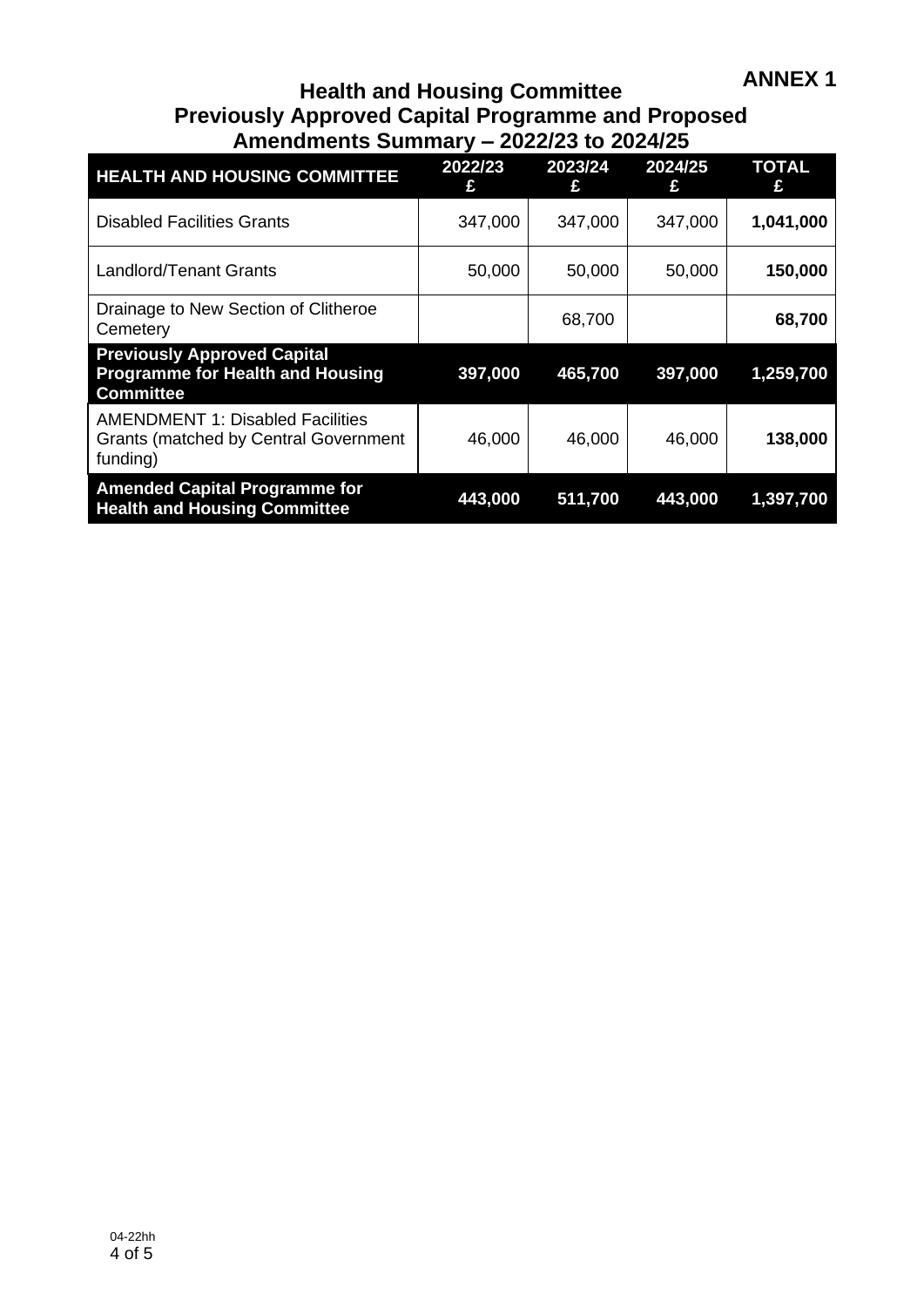**ANNEX 1**

# Health and Housing Committee
# Previously Approved Capital Programme and Proposed Amendments Summary – 2022/23 to 2024/25

| HEALTH AND HOUSING COMMITTEE | 2022/23 £ | 2023/24 £ | 2024/25 £ | TOTAL £ |
|---|---|---|---|---|
| Disabled Facilities Grants | 347,000 | 347,000 | 347,000 | **1,041,000** |
| Landlord/Tenant Grants | 50,000 | 50,000 | 50,000 | **150,000** |
| Drainage to New Section of Clitheroe Cemetery | | 68,700 | | **68,700** |
| **Previously Approved Capital Programme for Health and Housing Committee** | **397,000** | **465,700** | **397,000** | **1,259,700** |
| AMENDMENT 1: Disabled Facilities Grants (matched by Central Government funding) | 46,000 | 46,000 | 46,000 | **138,000** |
| **Amended Capital Programme for Health and Housing Committee** | **443,000** | **511,700** | **443,000** | **1,397,700** |

04-22hh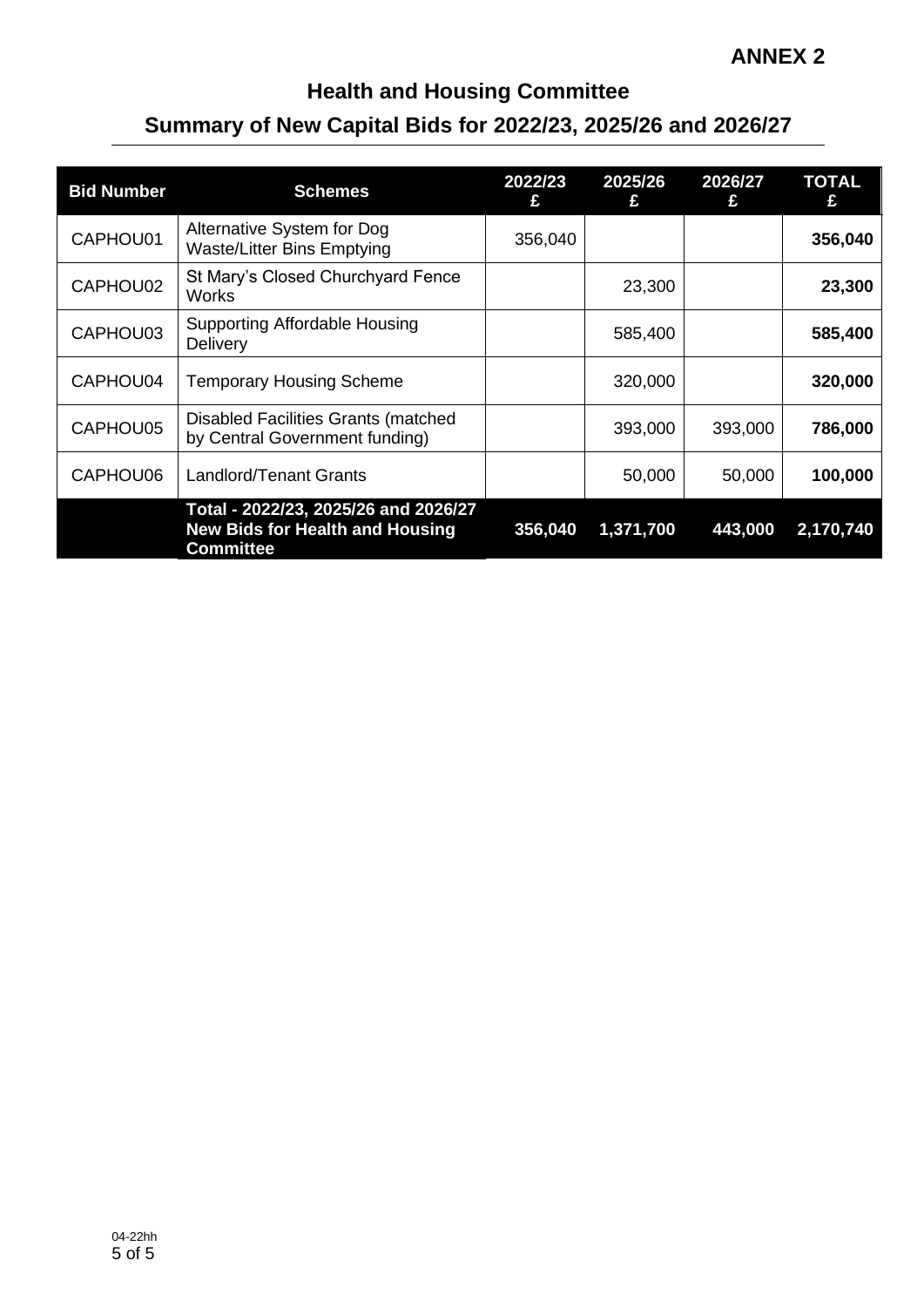**ANNEX 2**

## Health and Housing Committee

## Summary of New Capital Bids for 2022/23, 2025/26 and 2026/27

| Bid Number | Schemes | 2022/23 £ | 2025/26 £ | 2026/27 £ | TOTAL £ |
|---|---|---|---|---|---|
| CAPHOU01 | Alternative System for Dog Waste/Litter Bins Emptying | 356,040 | | | **356,040** |
| CAPHOU02 | St Mary's Closed Churchyard Fence Works | | 23,300 | | **23,300** |
| CAPHOU03 | Supporting Affordable Housing Delivery | | 585,400 | | **585,400** |
| CAPHOU04 | Temporary Housing Scheme | | 320,000 | | **320,000** |
| CAPHOU05 | Disabled Facilities Grants (matched by Central Government funding) | | 393,000 | 393,000 | **786,000** |
| CAPHOU06 | Landlord/Tenant Grants | | 50,000 | 50,000 | **100,000** |
| | **Total - 2022/23, 2025/26 and 2026/27 New Bids for Health and Housing Committee** | **356,040** | **1,371,700** | **443,000** | **2,170,740** |

04-22hh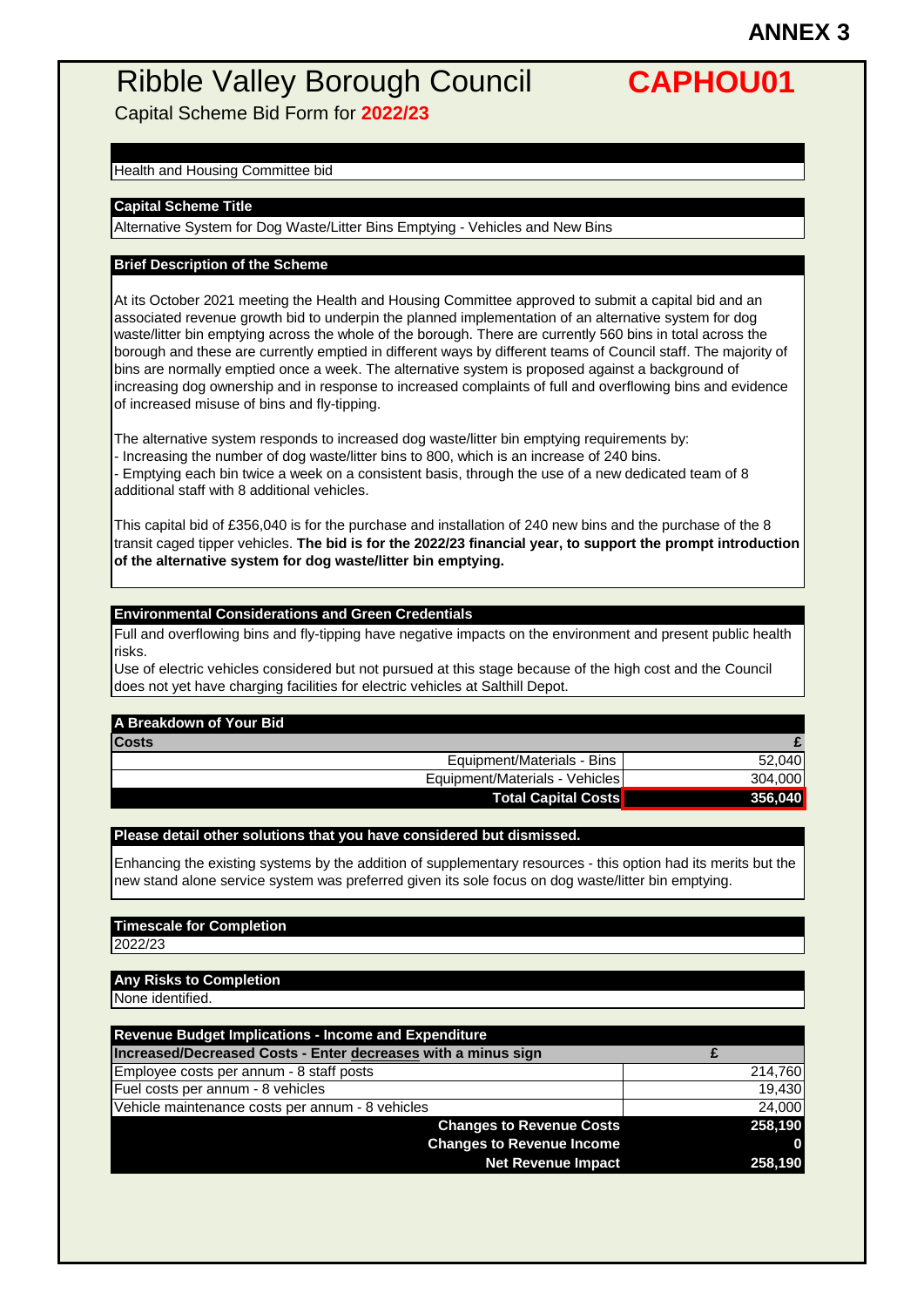**ANNEX 3**

# Ribble Valley Borough Council

**CAPHOU01**

Capital Scheme Bid Form for **2022/23**

Health and Housing Committee bid

**Capital Scheme Title**

Alternative System for Dog Waste/Litter Bins Emptying - Vehicles and New Bins

**Brief Description of the Scheme**

At its October 2021 meeting the Health and Housing Committee approved to submit a capital bid and an associated revenue growth bid to underpin the planned implementation of an alternative system for dog waste/litter bin emptying across the whole of the borough. There are currently 560 bins in total across the borough and these are currently emptied in different ways by different teams of Council staff. The majority of bins are normally emptied once a week. The alternative system is proposed against a background of increasing dog ownership and in response to increased complaints of full and overflowing bins and evidence of increased misuse of bins and fly-tipping.

The alternative system responds to increased dog waste/litter bin emptying requirements by:
- Increasing the number of dog waste/litter bins to 800, which is an increase of 240 bins.
- Emptying each bin twice a week on a consistent basis, through the use of a new dedicated team of 8 additional staff with 8 additional vehicles.

This capital bid of £356,040 is for the purchase and installation of 240 new bins and the purchase of the 8 transit caged tipper vehicles. **The bid is for the 2022/23 financial year, to support the prompt introduction of the alternative system for dog waste/litter bin emptying.**

**Environmental Considerations and Green Credentials**

Full and overflowing bins and fly-tipping have negative impacts on the environment and present public health risks.
Use of electric vehicles considered but not pursued at this stage because of the high cost and the Council does not yet have charging facilities for electric vehicles at Salthill Depot.

**A Breakdown of Your Bid**

| Costs | £ |
|---|---|
| Equipment/Materials - Bins | 52,040 |
| Equipment/Materials - Vehicles | 304,000 |
| **Total Capital Costs** | **356,040** |

**Please detail other solutions that you have considered but dismissed.**

Enhancing the existing systems by the addition of supplementary resources - this option had its merits but the new stand alone service system was preferred given its sole focus on dog waste/litter bin emptying.

**Timescale for Completion**

2022/23

**Any Risks to Completion**

None identified.

**Revenue Budget Implications - Income and Expenditure**

| Increased/Decreased Costs - Enter decreases with a minus sign | £ |
|---|---|
| Employee costs per annum - 8 staff posts | 214,760 |
| Fuel costs per annum - 8 vehicles | 19,430 |
| Vehicle maintenance costs per annum - 8 vehicles | 24,000 |
| **Changes to Revenue Costs** | **258,190** |
| **Changes to Revenue Income** | **0** |
| **Net Revenue Impact** | **258,190** |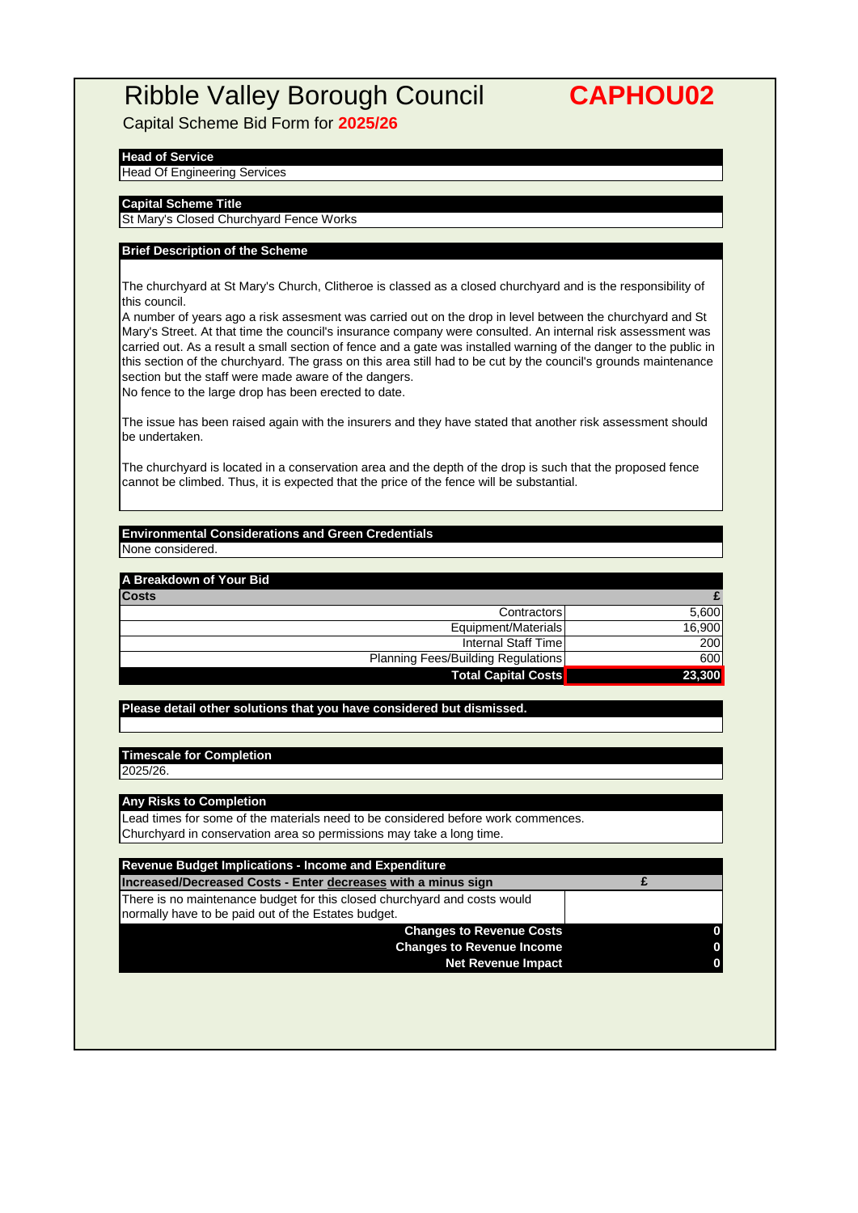# Ribble Valley Borough Council

**CAPHOU02**

Capital Scheme Bid Form for **2025/26**

**Head of Service**

Head Of Engineering Services

**Capital Scheme Title**

St Mary's Closed Churchyard Fence Works

**Brief Description of the Scheme**

The churchyard at St Mary's Church, Clitheroe is classed as a closed churchyard and is the responsibility of this council.
A number of years ago a risk assesment was carried out on the drop in level between the churchyard and St Mary's Street. At that time the council's insurance company were consulted. An internal risk assessment was carried out. As a result a small section of fence and a gate was installed warning of the danger to the public in this section of the churchyard. The grass on this area still had to be cut by the council's grounds maintenance section but the staff were made aware of the dangers.
No fence to the large drop has been erected to date.

The issue has been raised again with the insurers and they have stated that another risk assessment should be undertaken.

The churchyard is located in a conservation area and the depth of the drop is such that the proposed fence cannot be climbed. Thus, it is expected that the price of the fence will be substantial.

**Environmental Considerations and Green Credentials**

None considered.

**A Breakdown of Your Bid**

| Costs | £ |
|---|---|
| Contractors | 5,600 |
| Equipment/Materials | 16,900 |
| Internal Staff Time | 200 |
| Planning Fees/Building Regulations | 600 |
| **Total Capital Costs** | **23,300** |

**Please detail other solutions that you have considered but dismissed.**

**Timescale for Completion**

2025/26.

**Any Risks to Completion**

Lead times for some of the materials need to be considered before work commences.
Churchyard in conservation area so permissions may take a long time.

**Revenue Budget Implications - Income and Expenditure**

| Increased/Decreased Costs - Enter decreases with a minus sign | £ |
|---|---|
| There is no maintenance budget for this closed churchyard and costs would normally have to be paid out of the Estates budget. | |
| **Changes to Revenue Costs** | **0** |
| **Changes to Revenue Income** | **0** |
| **Net Revenue Impact** | **0** |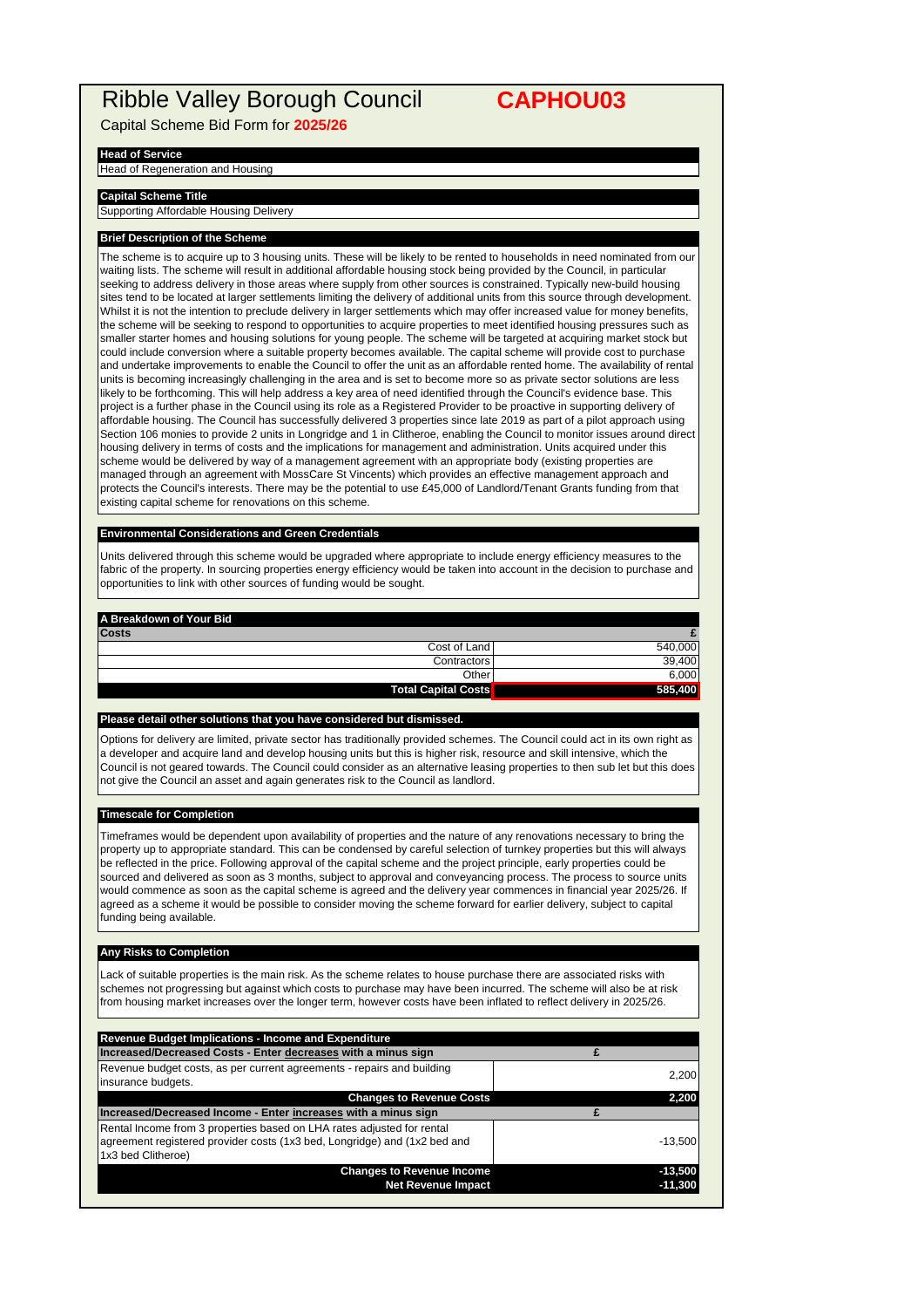# Ribble Valley Borough Council

**CAPHOU03**

Capital Scheme Bid Form for **2025/26**

**Head of Service**

Head of Regeneration and Housing

**Capital Scheme Title**

Supporting Affordable Housing Delivery

**Brief Description of the Scheme**

The scheme is to acquire up to 3 housing units. These will be likely to be rented to households in need nominated from our waiting lists. The scheme will result in additional affordable housing stock being provided by the Council, in particular seeking to address delivery in those areas where supply from other sources is constrained. Typically new-build housing sites tend to be located at larger settlements limiting the delivery of additional units from this source through development. Whilst it is not the intention to preclude delivery in larger settlements which may offer increased value for money benefits, the scheme will be seeking to respond to opportunities to acquire properties to meet identified housing pressures such as smaller starter homes and housing solutions for young people. The scheme will be targeted at acquiring market stock but could include conversion where a suitable property becomes available. The capital scheme will provide cost to purchase and undertake improvements to enable the Council to offer the unit as an affordable rented home. The availability of rental units is becoming increasingly challenging in the area and is set to become more so as private sector solutions are less likely to be forthcoming. This will help address a key area of need identified through the Council's evidence base. This project is a further phase in the Council using its role as a Registered Provider to be proactive in supporting delivery of affordable housing. The Council has successfully delivered 3 properties since late 2019 as part of a pilot approach using Section 106 monies to provide 2 units in Longridge and 1 in Clitheroe, enabling the Council to monitor issues around direct housing delivery in terms of costs and the implications for management and administration. Units acquired under this scheme would be delivered by way of a management agreement with an appropriate body (existing properties are managed through an agreement with MossCare St Vincents) which provides an effective management approach and protects the Council's interests. There may be the potential to use £45,000 of Landlord/Tenant Grants funding from that existing capital scheme for renovations on this scheme.

**Environmental Considerations and Green Credentials**

Units delivered through this scheme would be upgraded where appropriate to include energy efficiency measures to the fabric of the property. In sourcing properties energy efficiency would be taken into account in the decision to purchase and opportunities to link with other sources of funding would be sought.

**A Breakdown of Your Bid**

| Costs | £ |
|---:|---:|
| Cost of Land | 540,000 |
| Contractors | 39,400 |
| Other | 6,000 |
| **Total Capital Costs** | **585,400** |

**Please detail other solutions that you have considered but dismissed.**

Options for delivery are limited, private sector has traditionally provided schemes. The Council could act in its own right as a developer and acquire land and develop housing units but this is higher risk, resource and skill intensive, which the Council is not geared towards. The Council could consider as an alternative leasing properties to then sub let but this does not give the Council an asset and again generates risk to the Council as landlord.

**Timescale for Completion**

Timeframes would be dependent upon availability of properties and the nature of any renovations necessary to bring the property up to appropriate standard. This can be condensed by careful selection of turnkey properties but this will always be reflected in the price. Following approval of the capital scheme and the project principle, early properties could be sourced and delivered as soon as 3 months, subject to approval and conveyancing process. The process to source units would commence as soon as the capital scheme is agreed and the delivery year commences in financial year 2025/26. If agreed as a scheme it would be possible to consider moving the scheme forward for earlier delivery, subject to capital funding being available.

**Any Risks to Completion**

Lack of suitable properties is the main risk. As the scheme relates to house purchase there are associated risks with schemes not progressing but against which costs to purchase may have been incurred. The scheme will also be at risk from housing market increases over the longer term, however costs have been inflated to reflect delivery in 2025/26.

**Revenue Budget Implications - Income and Expenditure**

| Increased/Decreased Costs - Enter decreases with a minus sign | £ |
|---|---:|
| Revenue budget costs, as per current agreements - repairs and building insurance budgets. | 2,200 |
| **Changes to Revenue Costs** | **2,200** |
| **Increased/Decreased Income - Enter increases with a minus sign** | **£** |
| Rental Income from 3 properties based on LHA rates adjusted for rental agreement registered provider costs (1x3 bed, Longridge) and (1x2 bed and 1x3 bed Clitheroe) | -13,500 |
| **Changes to Revenue Income** | **-13,500** |
| **Net Revenue Impact** | **-11,300** |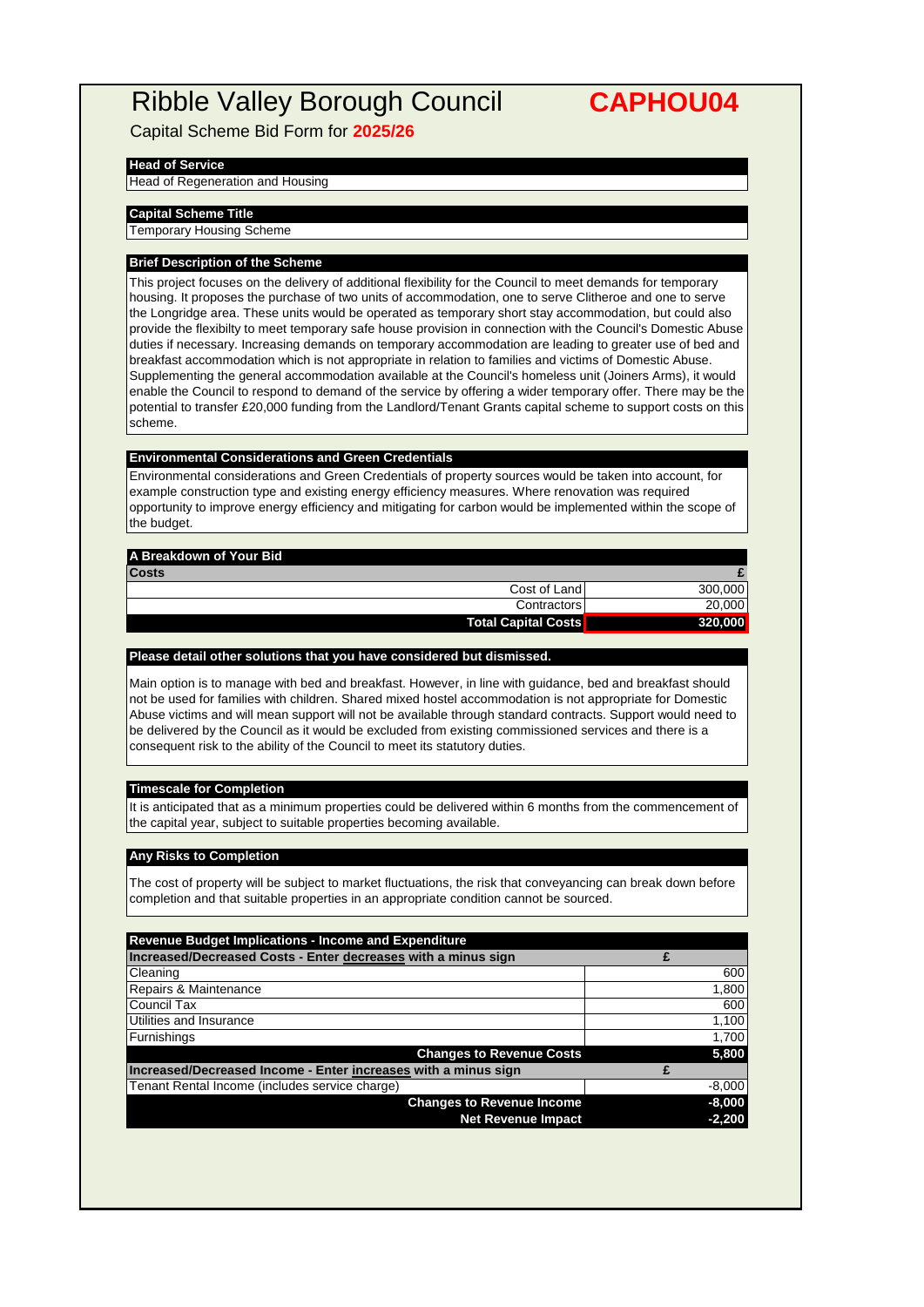# Ribble Valley Borough Council

# CAPHOU04

Capital Scheme Bid Form for **2025/26**

### Head of Service

Head of Regeneration and Housing

### Capital Scheme Title

Temporary Housing Scheme

### Brief Description of the Scheme

This project focuses on the delivery of additional flexibility for the Council to meet demands for temporary housing. It proposes the purchase of two units of accommodation, one to serve Clitheroe and one to serve the Longridge area. These units would be operated as temporary short stay accommodation, but could also provide the flexibilty to meet temporary safe house provision in connection with the Council's Domestic Abuse duties if necessary. Increasing demands on temporary accommodation are leading to greater use of bed and breakfast accommodation which is not appropriate in relation to families and victims of Domestic Abuse. Supplementing the general accommodation available at the Council's homeless unit (Joiners Arms), it would enable the Council to respond to demand of the service by offering a wider temporary offer. There may be the potential to transfer £20,000 funding from the Landlord/Tenant Grants capital scheme to support costs on this scheme.

### Environmental Considerations and Green Credentials

Environmental considerations and Green Credentials of property sources would be taken into account, for example construction type and existing energy efficiency measures. Where renovation was required opportunity to improve energy efficiency and mitigating for carbon would be implemented within the scope of the budget.

### A Breakdown of Your Bid

| Costs | £ |
|---|---|
| Cost of Land | 300,000 |
| Contractors | 20,000 |
| **Total Capital Costs** | **320,000** |

### Please detail other solutions that you have considered but dismissed.

Main option is to manage with bed and breakfast. However, in line with guidance, bed and breakfast should not be used for families with children. Shared mixed hostel accommodation is not appropriate for Domestic Abuse victims and will mean support will not be available through standard contracts. Support would need to be delivered by the Council as it would be excluded from existing commissioned services and there is a consequent risk to the ability of the Council to meet its statutory duties.

### Timescale for Completion

It is anticipated that as a minimum properties could be delivered within 6 months from the commencement of the capital year, subject to suitable properties becoming available.

### Any Risks to Completion

The cost of property will be subject to market fluctuations, the risk that conveyancing can break down before completion and that suitable properties in an appropriate condition cannot be sourced.

### Revenue Budget Implications - Income and Expenditure

| Increased/Decreased Costs - Enter decreases with a minus sign | £ |
|---|---|
| Cleaning | 600 |
| Repairs & Maintenance | 1,800 |
| Council Tax | 600 |
| Utilities and Insurance | 1,100 |
| Furnishings | 1,700 |
| **Changes to Revenue Costs** | **5,800** |
| **Increased/Decreased Income - Enter increases with a minus sign** | **£** |
| Tenant Rental Income (includes service charge) | -8,000 |
| **Changes to Revenue Income** | **-8,000** |
| **Net Revenue Impact** | **-2,200** |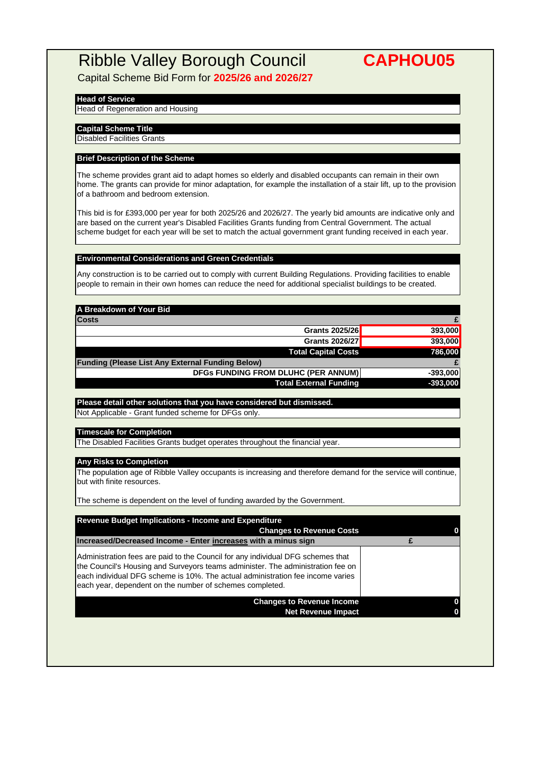# Ribble Valley Borough Council

**CAPHOU05**

Capital Scheme Bid Form for **2025/26 and 2026/27**

**Head of Service**

Head of Regeneration and Housing

**Capital Scheme Title**

Disabled Facilities Grants

**Brief Description of the Scheme**

The scheme provides grant aid to adapt homes so elderly and disabled occupants can remain in their own home. The grants can provide for minor adaptation, for example the installation of a stair lift, up to the provision of a bathroom and bedroom extension.

This bid is for £393,000 per year for both 2025/26 and 2026/27. The yearly bid amounts are indicative only and are based on the current year's Disabled Facilities Grants funding from Central Government. The actual scheme budget for each year will be set to match the actual government grant funding received in each year.

**Environmental Considerations and Green Credentials**

Any construction is to be carried out to comply with current Building Regulations. Providing facilities to enable people to remain in their own homes can reduce the need for additional specialist buildings to be created.

**A Breakdown of Your Bid**

| Costs | £ |
|---|---|
| Grants 2025/26 | 393,000 |
| Grants 2026/27 | 393,000 |
| **Total Capital Costs** | **786,000** |
| **Funding (Please List Any External Funding Below)** | **£** |
| DFGs FUNDING FROM DLUHC (PER ANNUM) | -393,000 |
| **Total External Funding** | **-393,000** |

**Please detail other solutions that you have considered but dismissed.**

Not Applicable - Grant funded scheme for DFGs only.

**Timescale for Completion**

The Disabled Facilities Grants budget operates throughout the financial year.

**Any Risks to Completion**

The population age of Ribble Valley occupants is increasing and therefore demand for the service will continue, but with finite resources.

The scheme is dependent on the level of funding awarded by the Government.

**Revenue Budget Implications - Income and Expenditure**

| | |
|---|---|
| **Changes to Revenue Costs** | **0** |
| **Increased/Decreased Income - Enter increases with a minus sign** | **£** |
| Administration fees are paid to the Council for any individual DFG schemes that the Council's Housing and Surveyors teams administer. The administration fee on each individual DFG scheme is 10%. The actual administration fee income varies each year, dependent on the number of schemes completed. | |
| **Changes to Revenue Income** | **0** |
| **Net Revenue Impact** | **0** |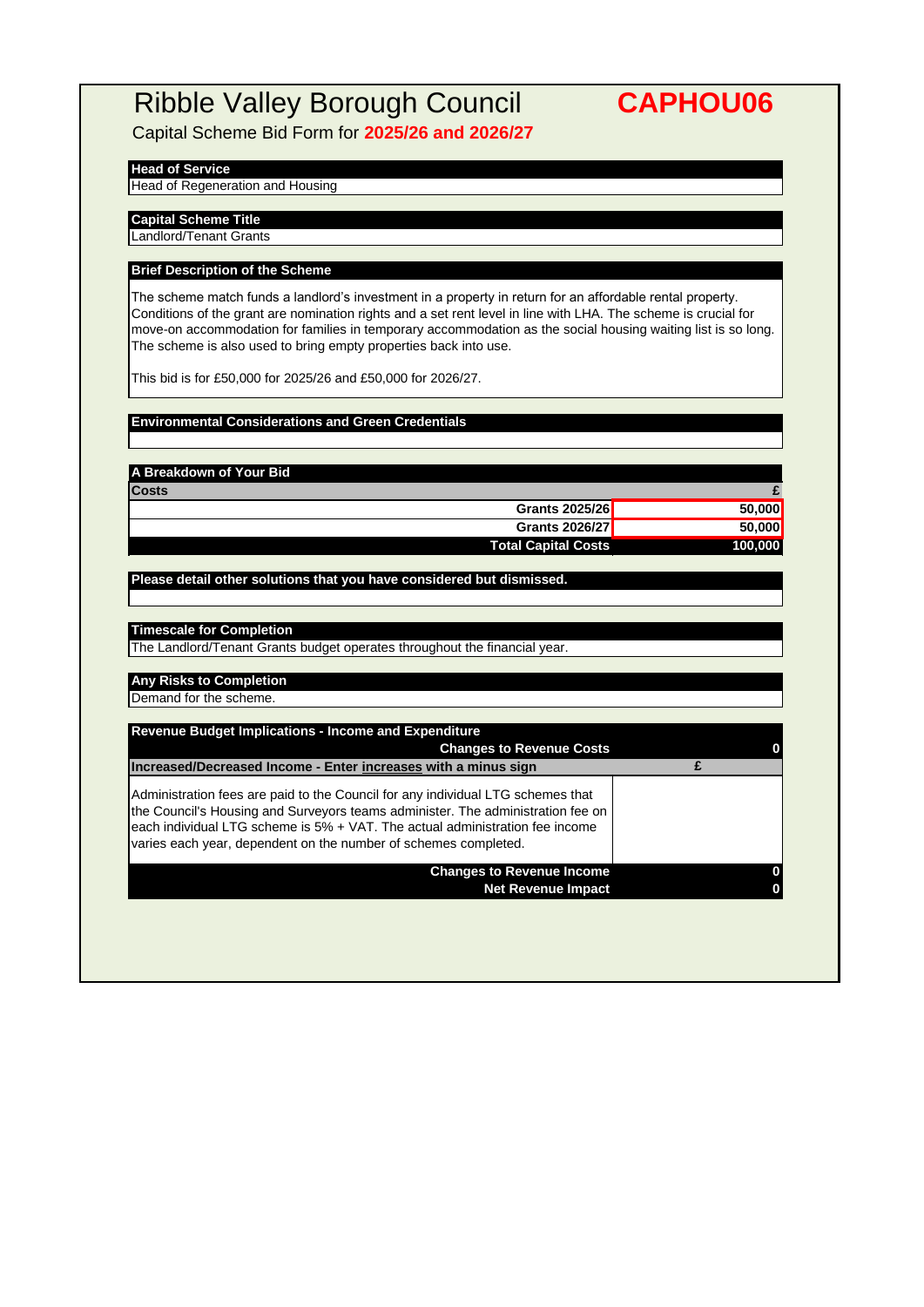# Ribble Valley Borough Council

## CAPHOU06

Capital Scheme Bid Form for **2025/26 and 2026/27**

**Head of Service**

Head of Regeneration and Housing

**Capital Scheme Title**

Landlord/Tenant Grants

**Brief Description of the Scheme**

The scheme match funds a landlord's investment in a property in return for an affordable rental property. Conditions of the grant are nomination rights and a set rent level in line with LHA. The scheme is crucial for move-on accommodation for families in temporary accommodation as the social housing waiting list is so long. The scheme is also used to bring empty properties back into use.

This bid is for £50,000 for 2025/26 and £50,000 for 2026/27.

**Environmental Considerations and Green Credentials**

**A Breakdown of Your Bid**

| Costs | £ |
|---|---|
| Grants 2025/26 | 50,000 |
| Grants 2026/27 | 50,000 |
| **Total Capital Costs** | **100,000** |

**Please detail other solutions that you have considered but dismissed.**

**Timescale for Completion**

The Landlord/Tenant Grants budget operates throughout the financial year.

**Any Risks to Completion**

Demand for the scheme.

**Revenue Budget Implications - Income and Expenditure**

| | |
|---|---|
| **Changes to Revenue Costs** | **0** |
| **Increased/Decreased Income - Enter increases with a minus sign** | **£** |
| Administration fees are paid to the Council for any individual LTG schemes that the Council's Housing and Surveyors teams administer. The administration fee on each individual LTG scheme is 5% + VAT. The actual administration fee income varies each year, dependent on the number of schemes completed. | |
| **Changes to Revenue Income** | **0** |
| **Net Revenue Impact** | **0** |